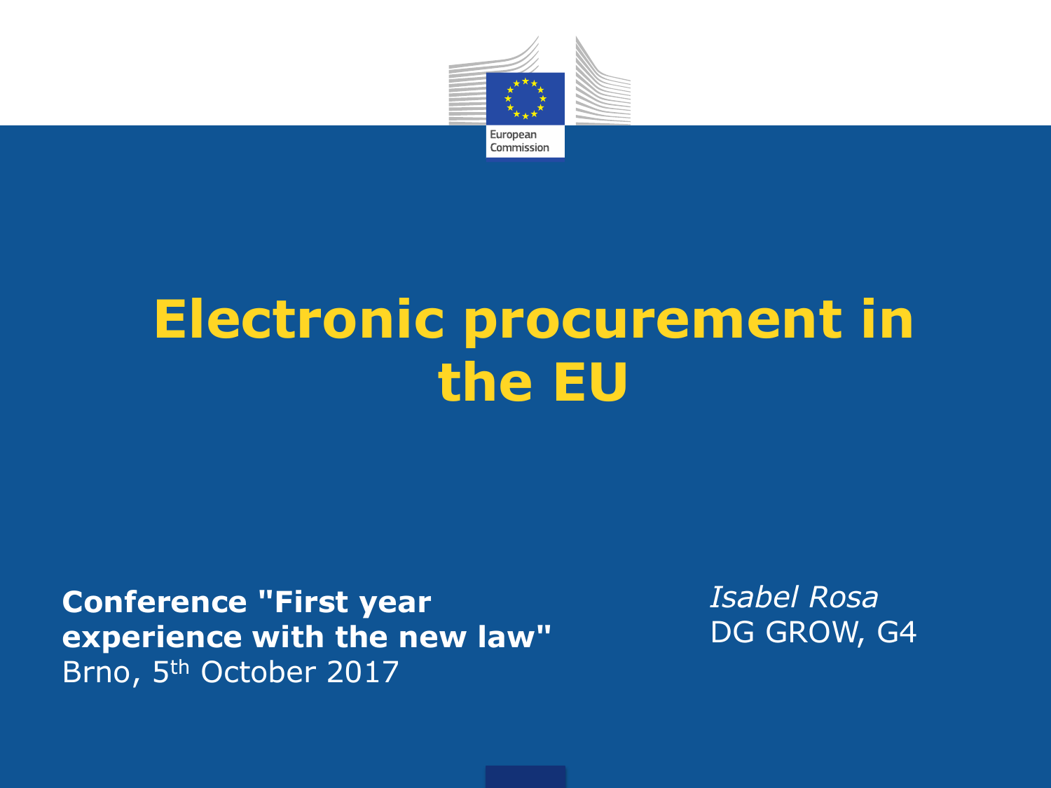European Commission

# Electronic procurement in the EU

**Conference "First year experience with the new law"**
Brno, 5th October 2017

*Isabel Rosa*
DG GROW, G4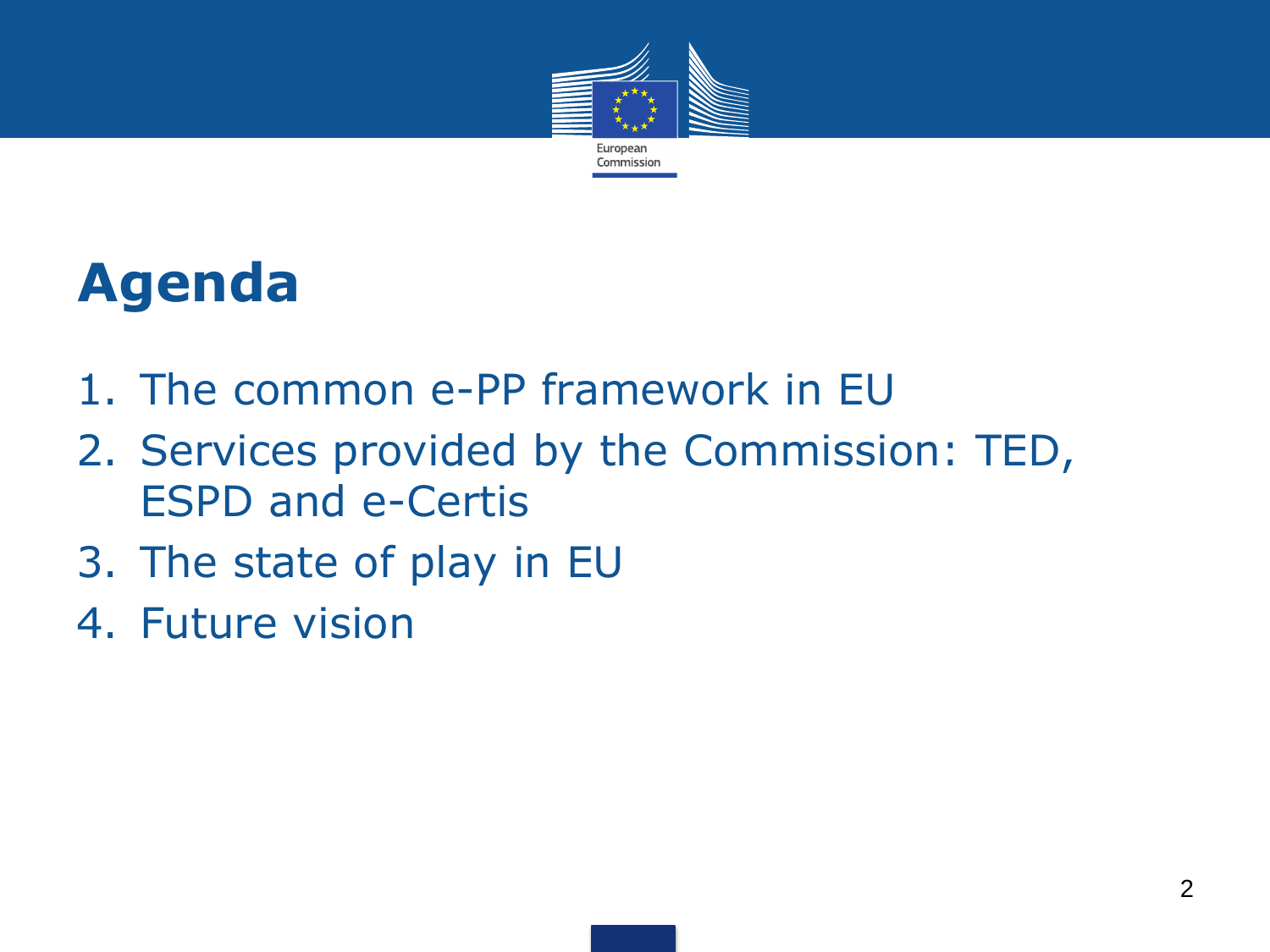# Agenda

1. The common e-PP framework in EU
2. Services provided by the Commission: TED, ESPD and e-Certis
3. The state of play in EU
4. Future vision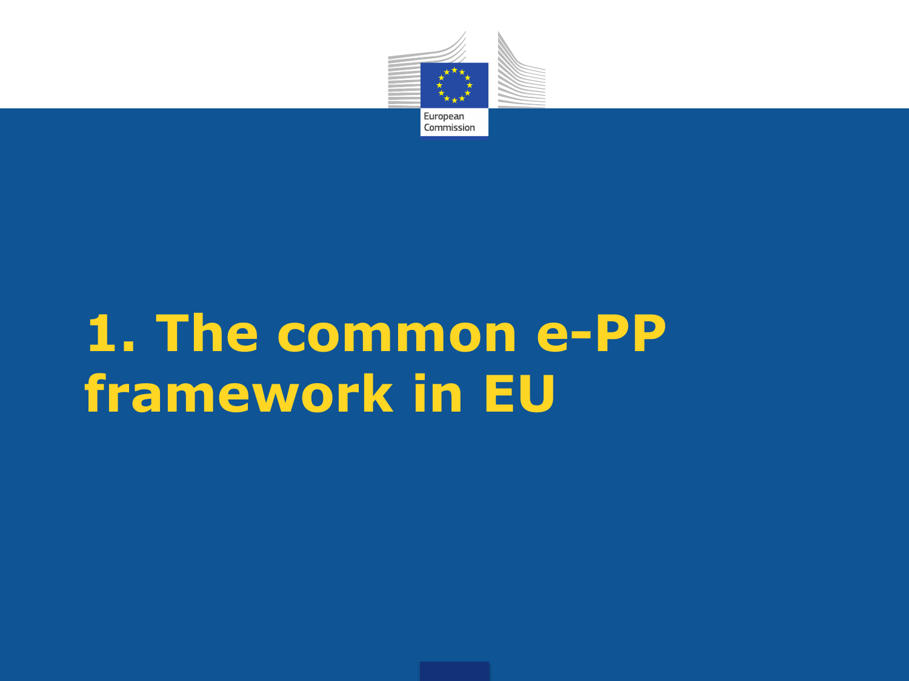# 1. The common e-PP framework in EU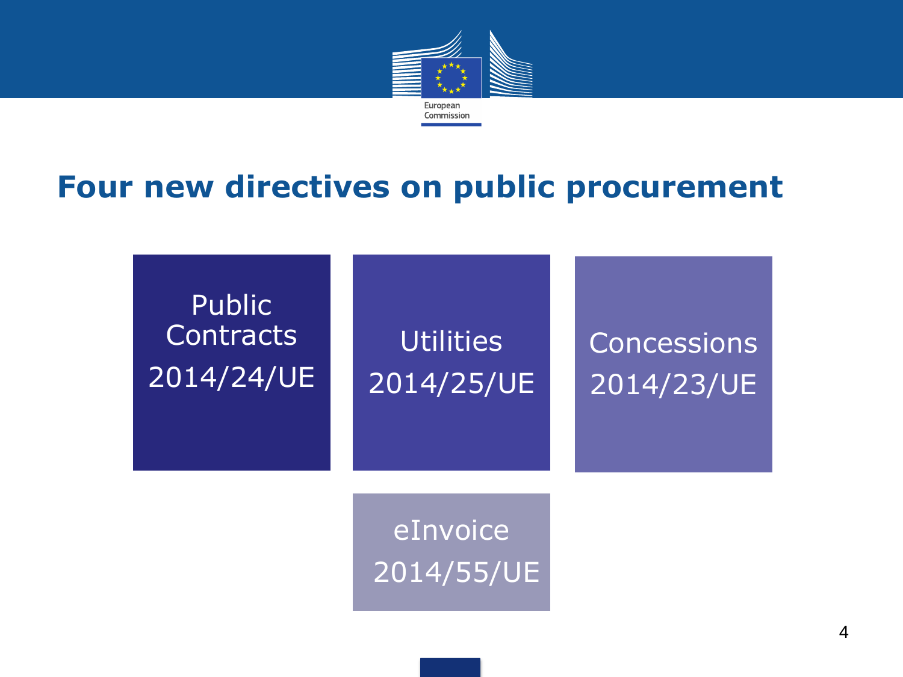# Four new directives on public procurement

- Public Contracts 2014/24/UE
- Utilities 2014/25/UE
- Concessions 2014/23/UE
- eInvoice 2014/55/UE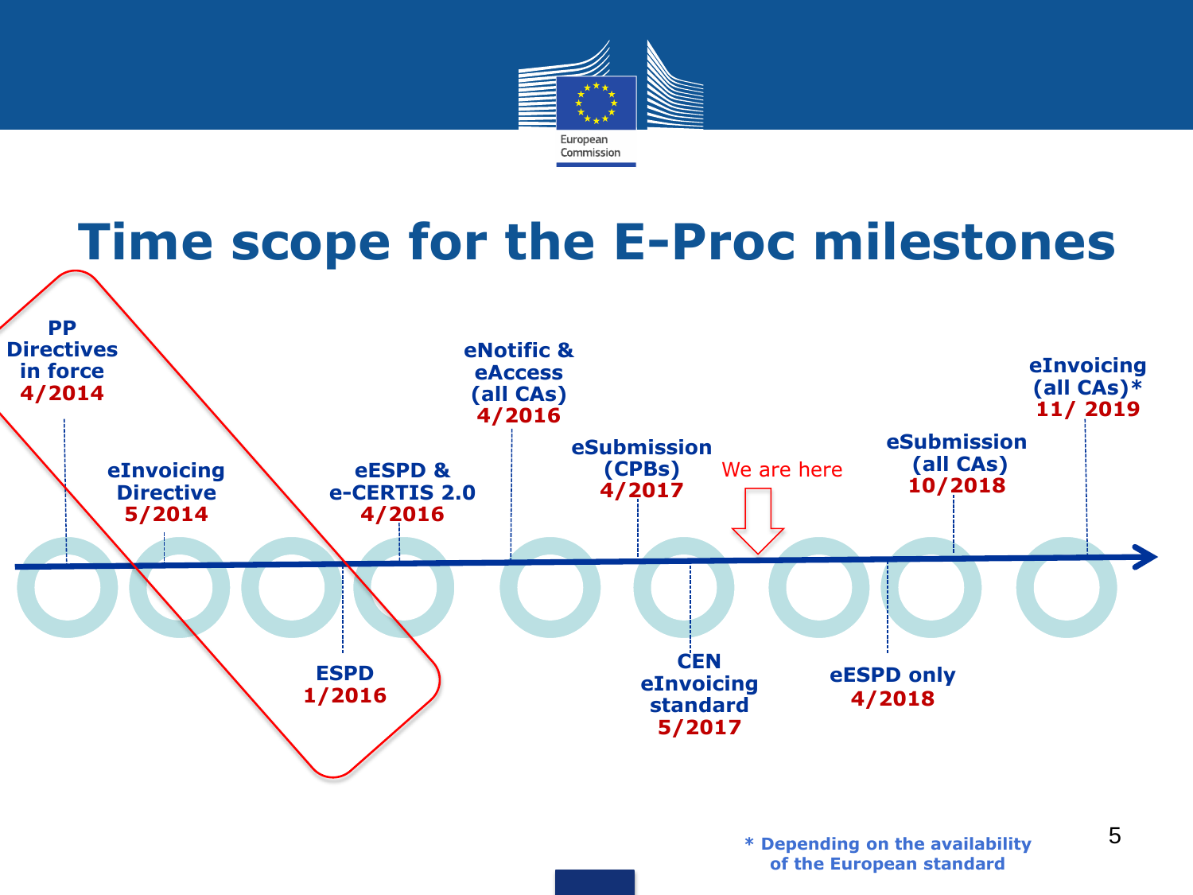# Time scope for the E-Proc milestones

- PP Directives in force 4/2014
- eInvoicing Directive 5/2014
- ESPD 1/2016
- eESPD & e-CERTIS 2.0 4/2016
- eNotific & eAccess (all CAs) 4/2016
- eSubmission (CPBs) 4/2017
- CEN eInvoicing standard 5/2017
- We are here
- eESPD only 4/2018
- eSubmission (all CAs) 10/2018
- eInvoicing (all CAs)* 11/ 2019

\* Depending on the availability of the European standard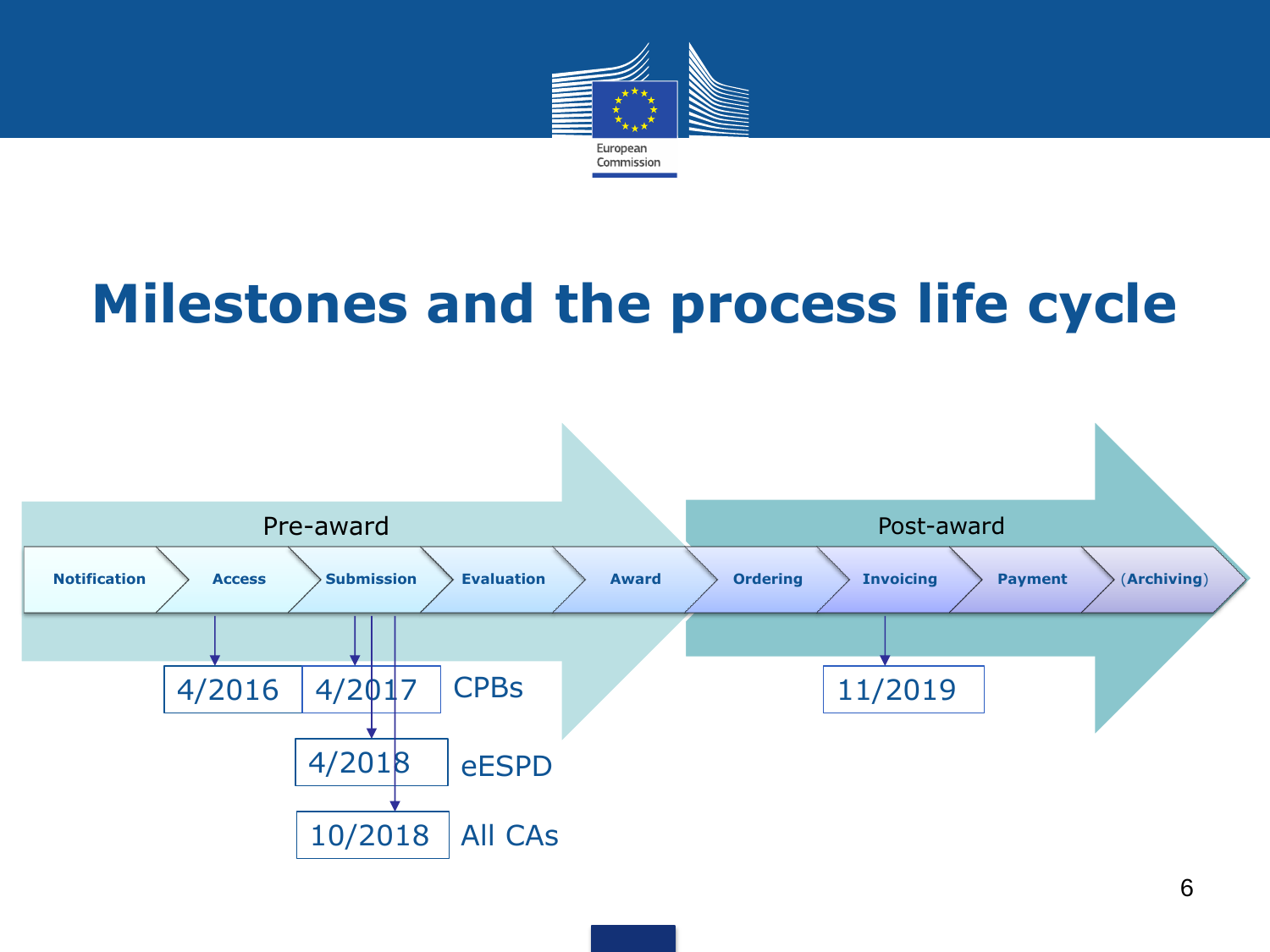# Milestones and the process life cycle

**Pre-award**

- Notification
- Access — 4/2016 (CPBs)
- Submission — 4/2017 (CPBs), 4/2018 (eESPD), 10/2018 (All CAs)
- Evaluation
- Award

**Post-award**

- Ordering
- Invoicing — 11/2019
- Payment
- (Archiving)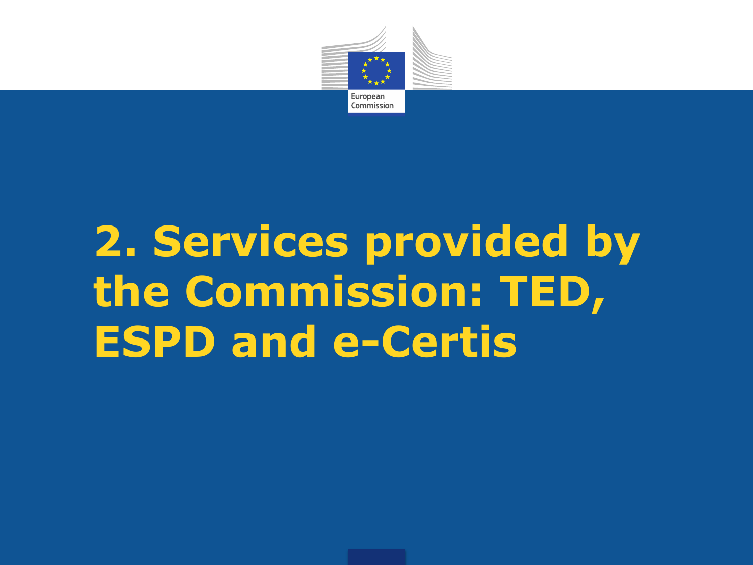# 2. Services provided by the Commission: TED, ESPD and e-Certis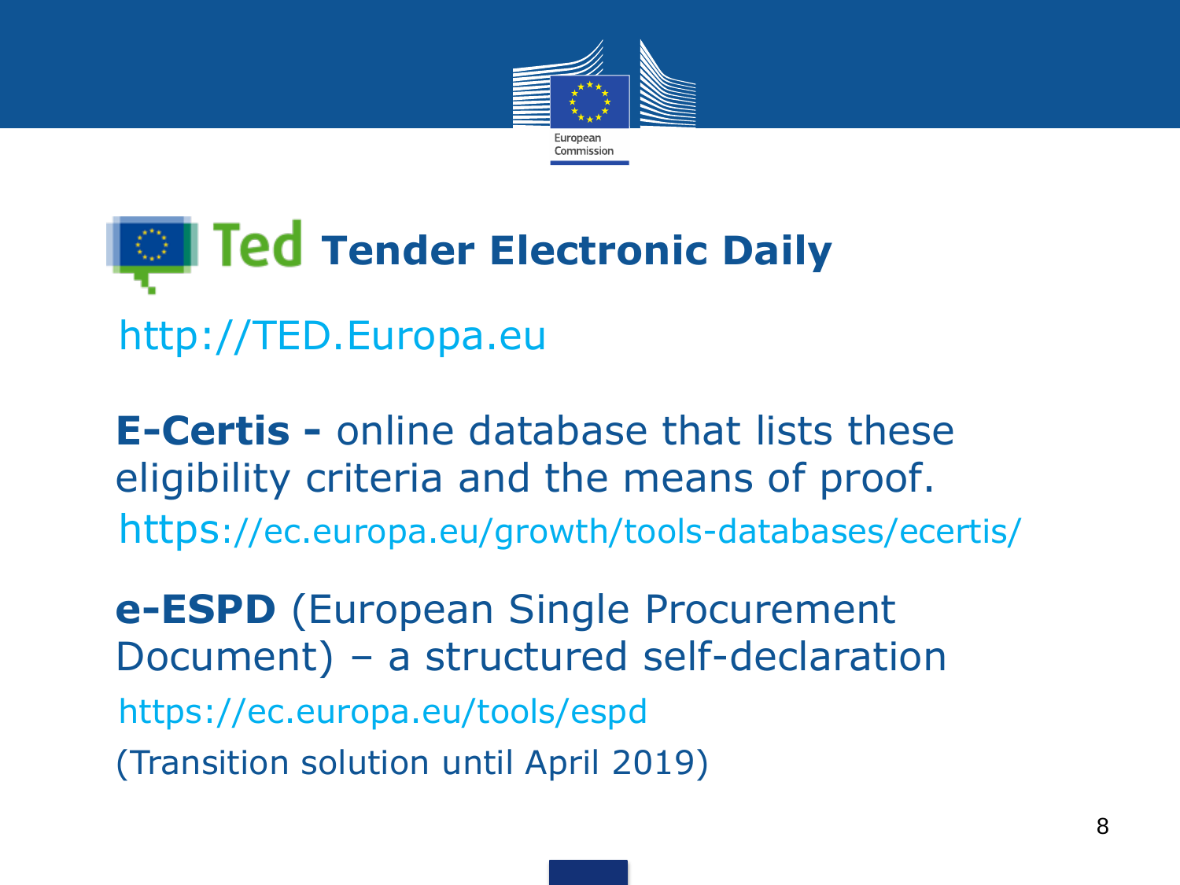# Ted Tender Electronic Daily

http://TED.Europa.eu

**E-Certis -** online database that lists these eligibility criteria and the means of proof.

https://ec.europa.eu/growth/tools-databases/ecertis/

**e-ESPD** (European Single Procurement Document) – a structured self-declaration

https://ec.europa.eu/tools/espd

(Transition solution until April 2019)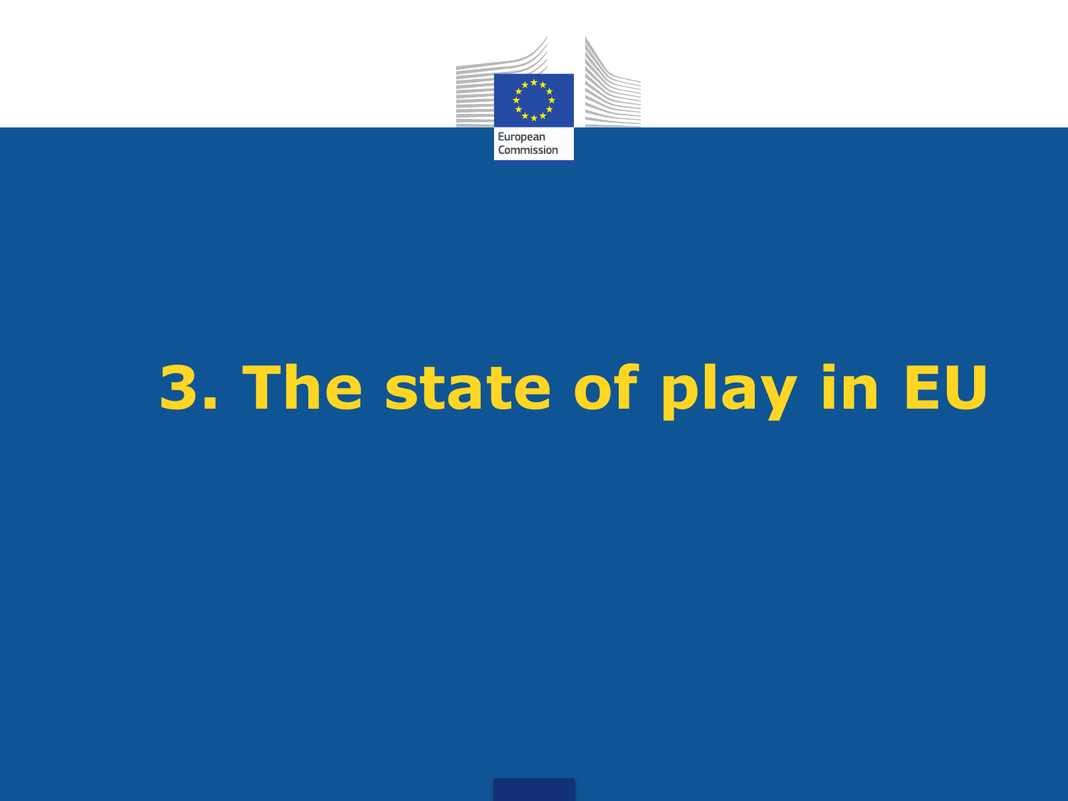# 3. The state of play in EU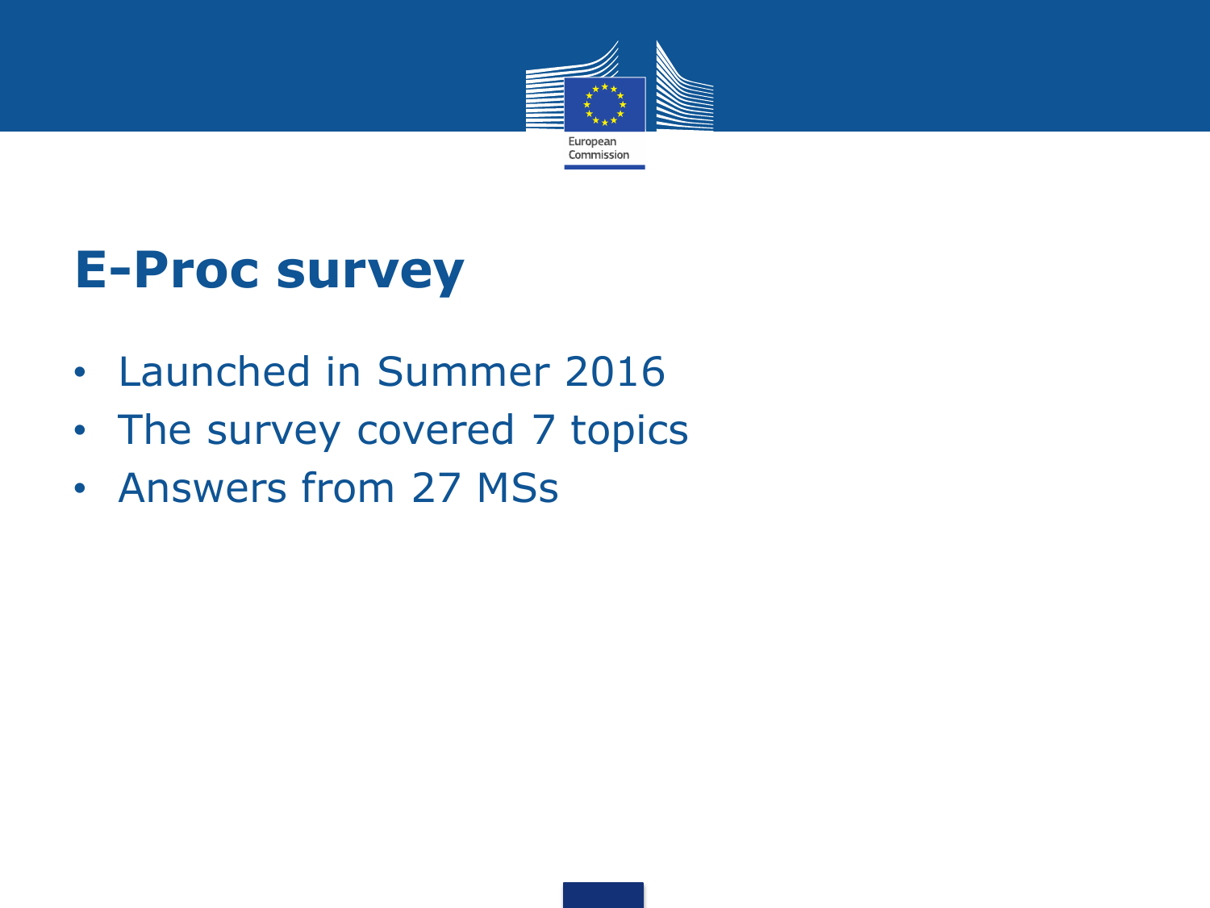# E-Proc survey

- Launched in Summer 2016
- The survey covered 7 topics
- Answers from 27 MSs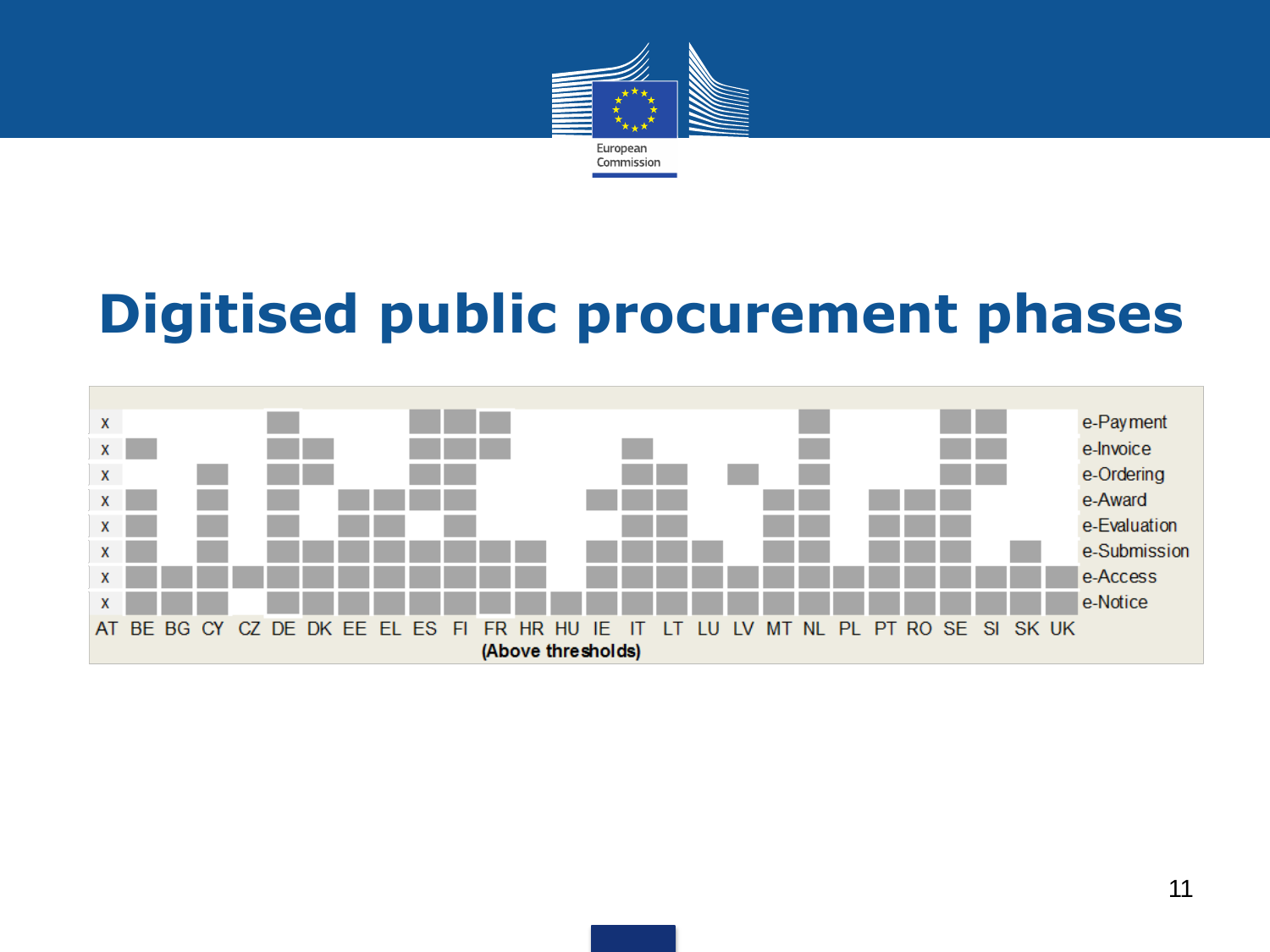# Digitised public procurement phases

| | AT | BE | BG | CY | CZ | DE | DK | EE | EL | ES | FI | FR | HR | HU | IE | IT | LT | LU | LV | MT | NL | PL | PT | RO | SE | SI | SK | UK |
|---|---|---|---|---|---|---|---|---|---|---|---|---|---|---|---|---|---|---|---|---|---|---|---|---|---|---|---|---|
| e-Payment | x | | | | | ■ | | | | ■ | ■ | ■ | | | | | | | | | ■ | | | | ■ | ■ | | |
| e-Invoice | x | ■ | | | | ■ | ■ | | | ■ | ■ | ■ | | | | ■ | | | | | ■ | | | | ■ | ■ | | |
| e-Ordering | x | | | ■ | | ■ | ■ | | | ■ | ■ | | | | | ■ | ■ | | ■ | | ■ | | | | ■ | ■ | | |
| e-Award | x | ■ | | ■ | | ■ | | ■ | ■ | ■ | ■ | | | | ■ | ■ | ■ | | | ■ | ■ | | ■ | ■ | ■ | | | |
| e-Evaluation | x | ■ | | ■ | | ■ | | ■ | ■ | | ■ | | | | | ■ | ■ | | | ■ | ■ | | ■ | ■ | ■ | | | |
| e-Submission | x | ■ | | ■ | | ■ | ■ | ■ | ■ | ■ | ■ | ■ | ■ | | ■ | ■ | ■ | ■ | | ■ | ■ | | ■ | ■ | ■ | | ■ | |
| e-Access | x | ■ | ■ | ■ | ■ | ■ | ■ | ■ | ■ | ■ | ■ | ■ | ■ | | ■ | ■ | ■ | ■ | ■ | ■ | ■ | ■ | ■ | ■ | ■ | ■ | ■ | ■ |
| e-Notice | x | ■ | ■ | ■ | | ■ | ■ | ■ | ■ | ■ | ■ | ■ | ■ | ■ | ■ | ■ | ■ | ■ | ■ | ■ | ■ | ■ | ■ | ■ | ■ | ■ | ■ | ■ |

**(Above thresholds)**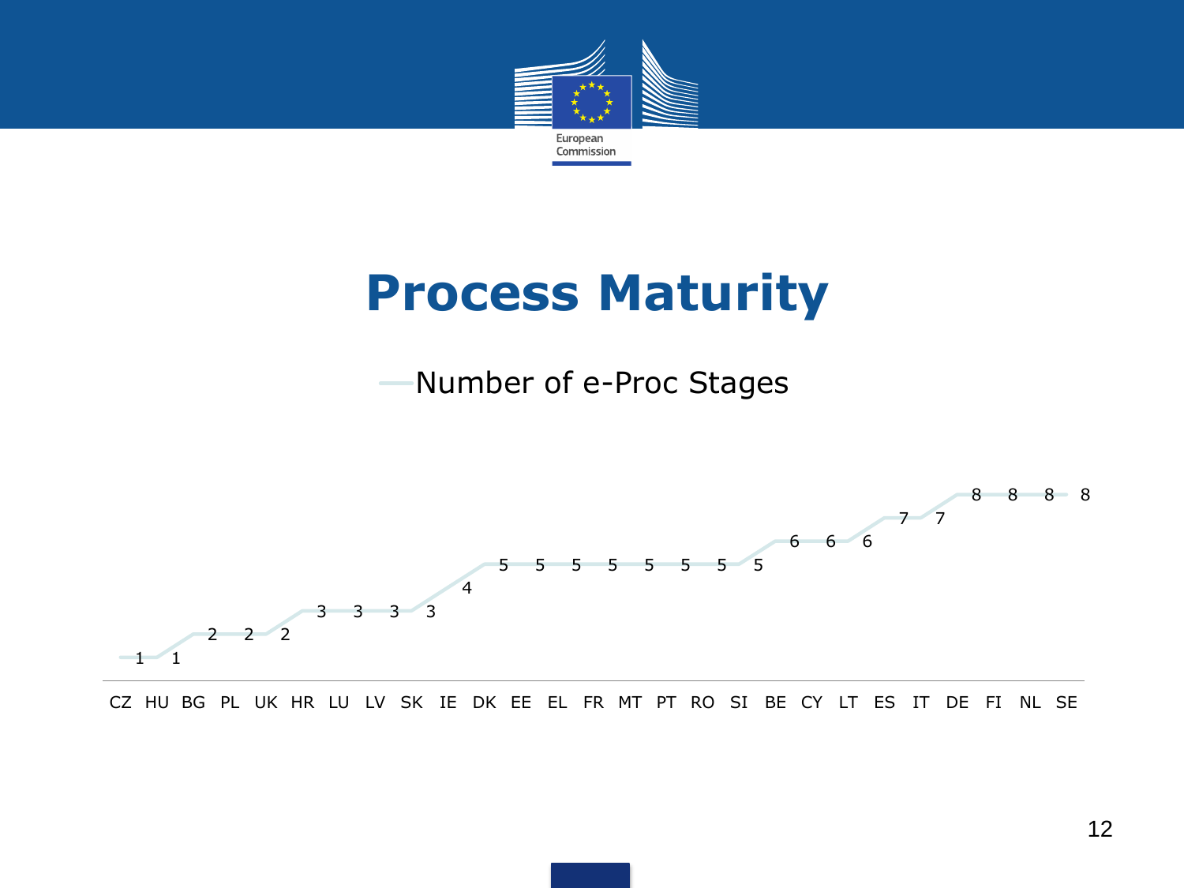# Process Maturity

Number of e-Proc Stages

| Country | Number of e-Proc Stages |
|---|---|
| CZ | 1 |
| HU | 1 |
| BG | 2 |
| PL | 2 |
| UK | 2 |
| HR | 3 |
| LU | 3 |
| LV | 3 |
| SK | 3 |
| IE | 4 |
| DK | 5 |
| EE | 5 |
| EL | 5 |
| FR | 5 |
| MT | 5 |
| PT | 5 |
| RO | 5 |
| SI | 5 |
| BE | 6 |
| CY | 6 |
| LT | 6 |
| ES | 7 |
| IT | 7 |
| DE | 8 |
| FI | 8 |
| NL | 8 |
| SE | 8 |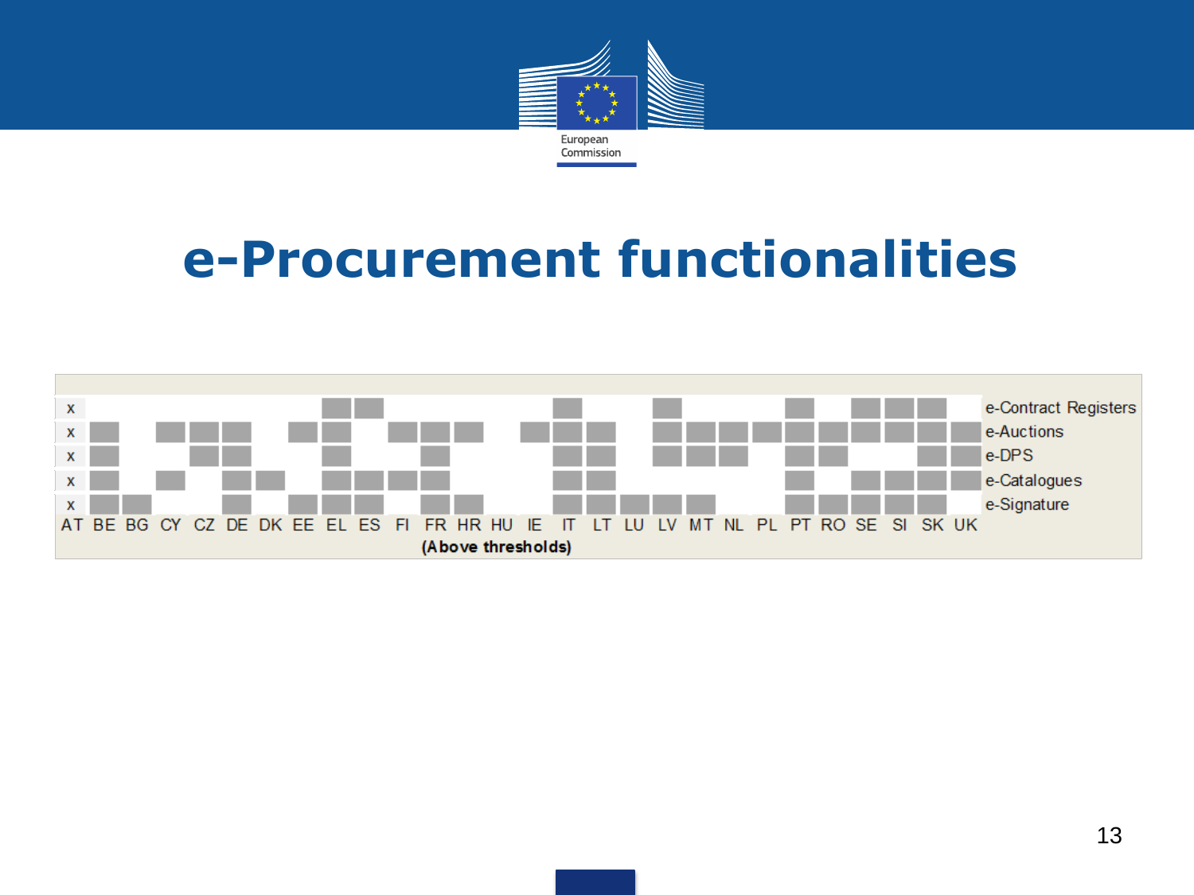# e-Procurement functionalities

| | AT | BE | BG | CY | CZ | DE | DK | EE | EL | ES | FI | FR | HR | HU | IE | IT | LT | LU | LV | MT | NL | PL | PT | RO | SE | SI | SK | UK |
|---|---|---|---|---|---|---|---|---|---|---|---|---|---|---|---|---|---|---|---|---|---|---|---|---|---|---|---|---|
| e-Contract Registers | x | | | | | | | | ■ | ■ | | | | | | ■ | | | ■ | | | | ■ | | ■ | ■ | ■ | |
| e-Auctions | x | ■ | | ■ | ■ | ■ | | ■ | ■ | | ■ | ■ | ■ | | ■ | ■ | ■ | | ■ | ■ | ■ | ■ | ■ | ■ | ■ | ■ | ■ | ■ |
| e-DPS | x | ■ | | | ■ | ■ | | | ■ | | | ■ | | | | ■ | ■ | | ■ | ■ | ■ | | ■ | ■ | | | ■ | ■ |
| e-Catalogues | x | ■ | | ■ | | ■ | ■ | | ■ | ■ | ■ | ■ | | | | ■ | ■ | | | | | | ■ | | ■ | ■ | ■ | ■ |
| e-Signature | x | ■ | ■ | | | ■ | | ■ | ■ | ■ | | ■ | ■ | | | ■ | ■ | ■ | ■ | ■ | | | ■ | ■ | ■ | ■ | ■ | |

**(Above thresholds)**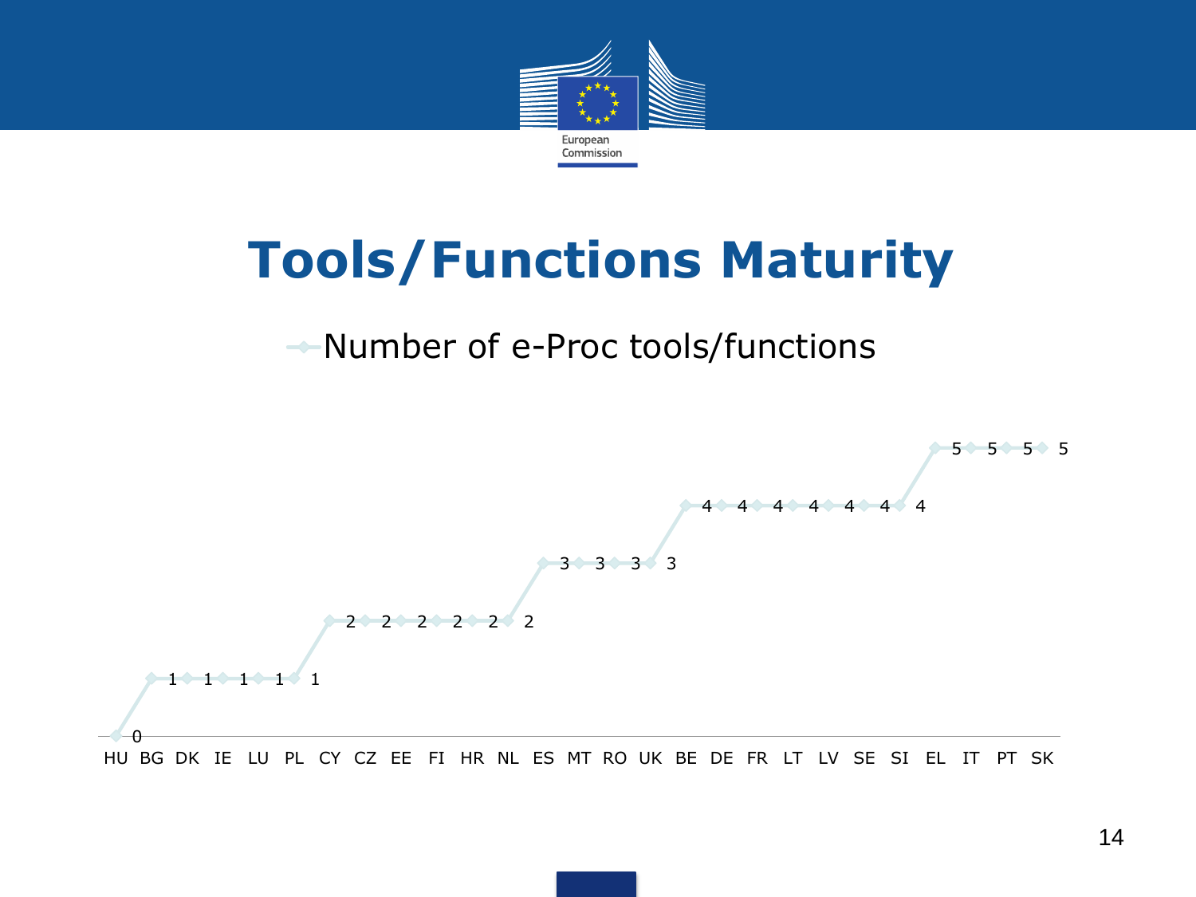# Tools/Functions Maturity

Number of e-Proc tools/functions

| Country | Number of e-Proc tools/functions |
|---|---|
| HU | 0 |
| BG | 1 |
| DK | 1 |
| IE | 1 |
| LU | 1 |
| PL | 1 |
| CY | 2 |
| CZ | 2 |
| EE | 2 |
| FI | 2 |
| HR | 2 |
| NL | 2 |
| ES | 3 |
| MT | 3 |
| RO | 3 |
| UK | 3 |
| BE | 4 |
| DE | 4 |
| FR | 4 |
| LT | 4 |
| LV | 4 |
| SE | 4 |
| SI | 4 |
| EL | 5 |
| IT | 5 |
| PT | 5 |
| SK | 5 |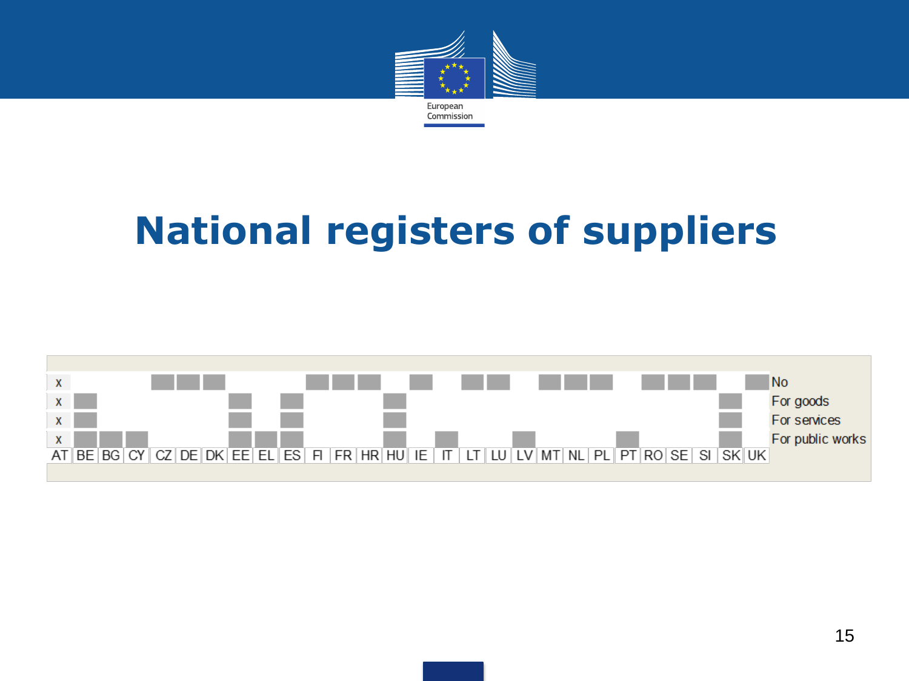# National registers of suppliers

| | AT | BE | BG | CY | CZ | DE | DK | EE | EL | ES | FI | FR | HR | HU | IE | IT | LT | LU | LV | MT | NL | PL | PT | RO | SE | SI | SK | UK |
|---|---|---|---|---|---|---|---|---|---|---|---|---|---|---|---|---|---|---|---|---|---|---|---|---|---|---|---|---|
| No | x | | | | ■ | ■ | ■ | | | | ■ | ■ | ■ | | ■ | | ■ | ■ | | ■ | ■ | ■ | | ■ | ■ | ■ | | ■ |
| For goods | x | ■ | | | | | | ■ | | ■ | | | | ■ | | | | | | | | | | | | | ■ | |
| For services | x | ■ | | | | | | ■ | | ■ | | | | ■ | | | | | | | | | | | | | ■ | |
| For public works | x | ■ | ■ | ■ | | | | ■ | ■ | ■ | | | | ■ | | ■ | | | ■ | | | | ■ | | | | ■ | |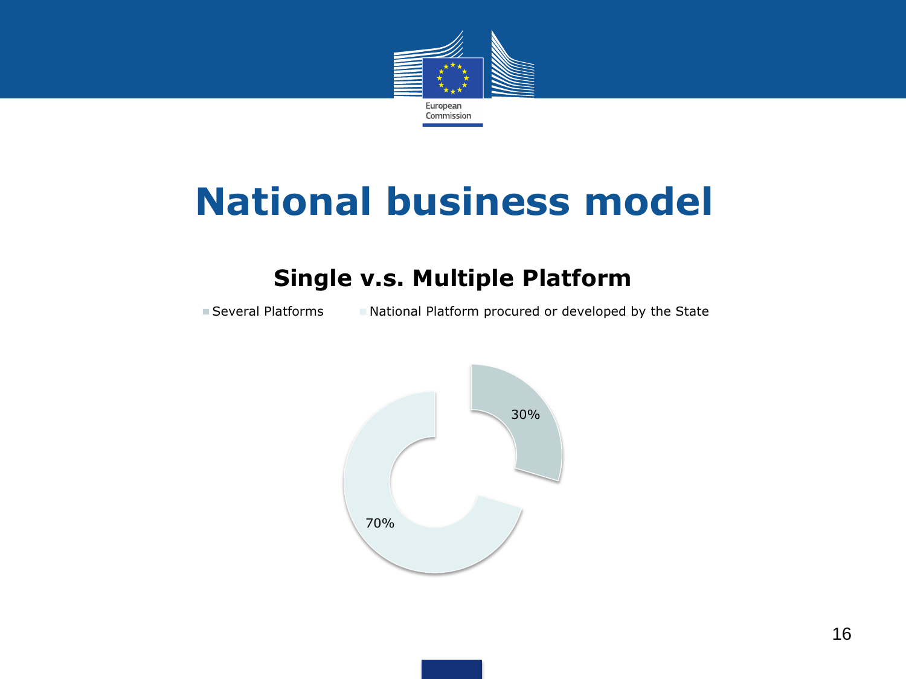# National business model

## Single v.s. Multiple Platform

- Several Platforms
- National Platform procured or developed by the State

30%

70%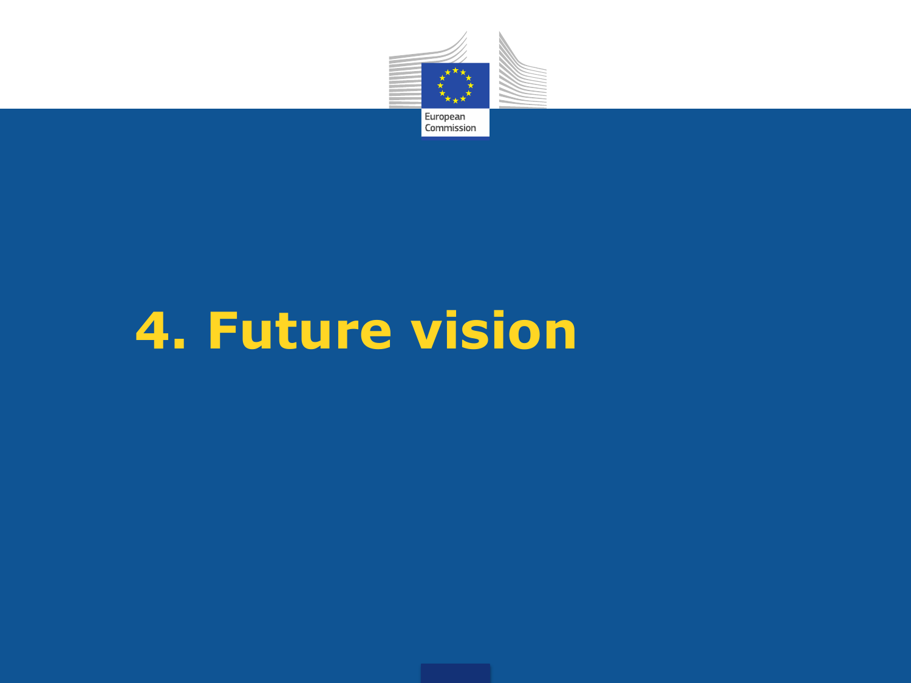# 4. Future vision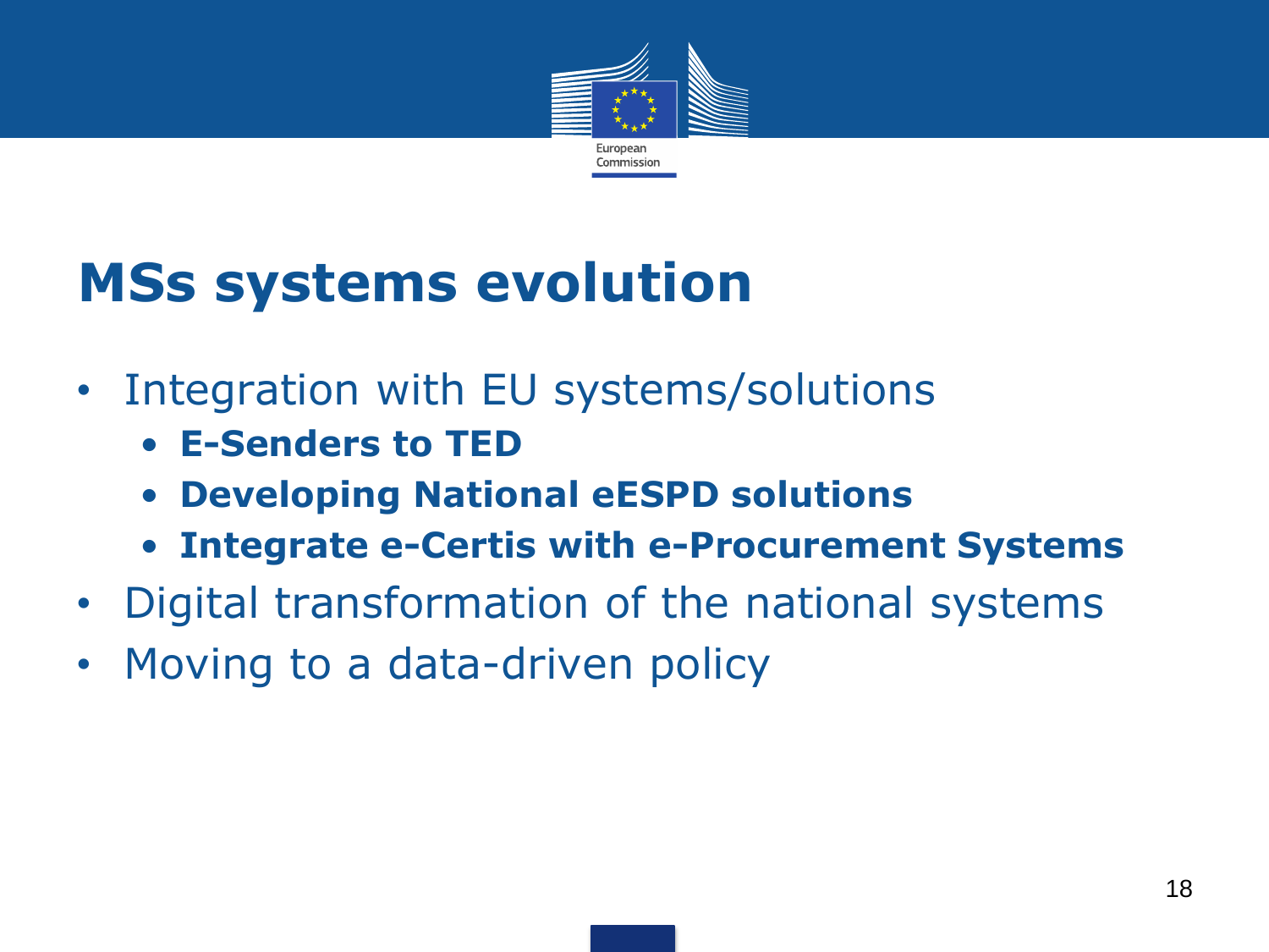# MSs systems evolution

- Integration with EU systems/solutions
  - **E-Senders to TED**
  - **Developing National eESPD solutions**
  - **Integrate e-Certis with e-Procurement Systems**
- Digital transformation of the national systems
- Moving to a data-driven policy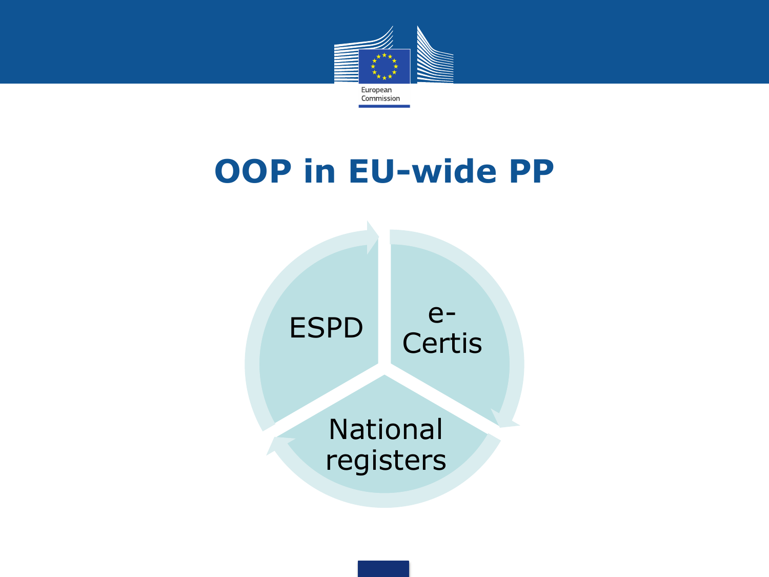# OOP in EU-wide PP

- ESPD
- e-Certis
- National registers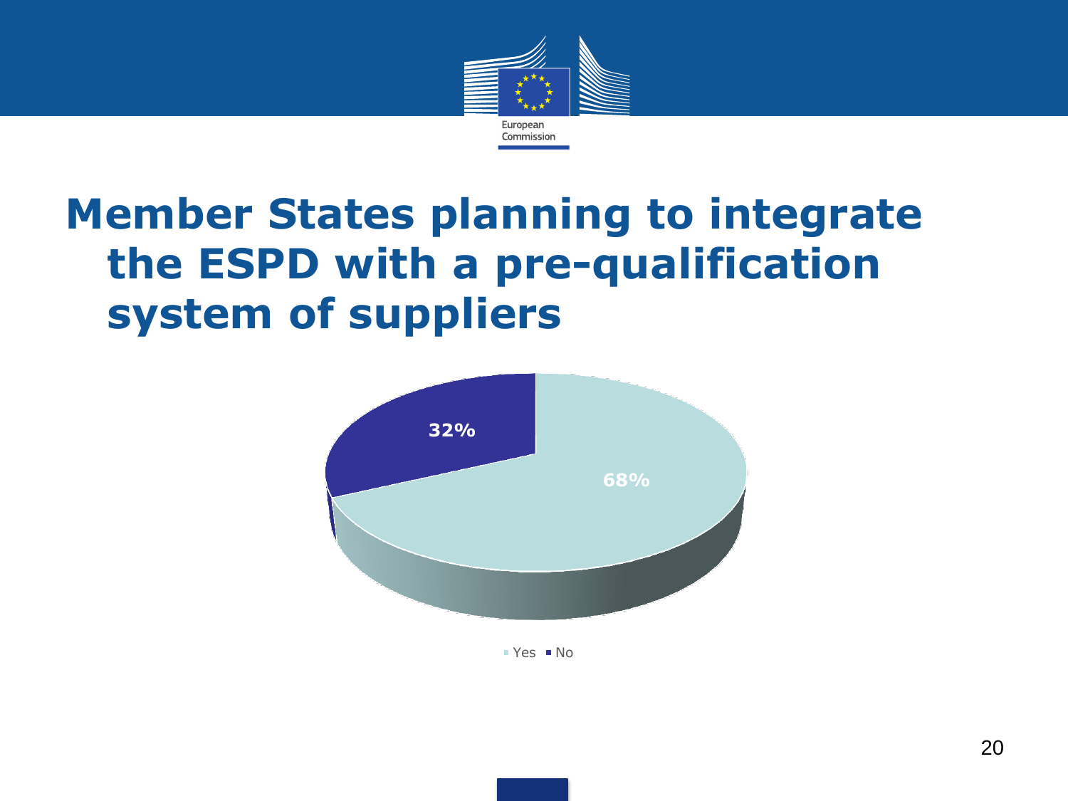# Member States planning to integrate the ESPD with a pre-qualification system of suppliers

32%

68%

Yes No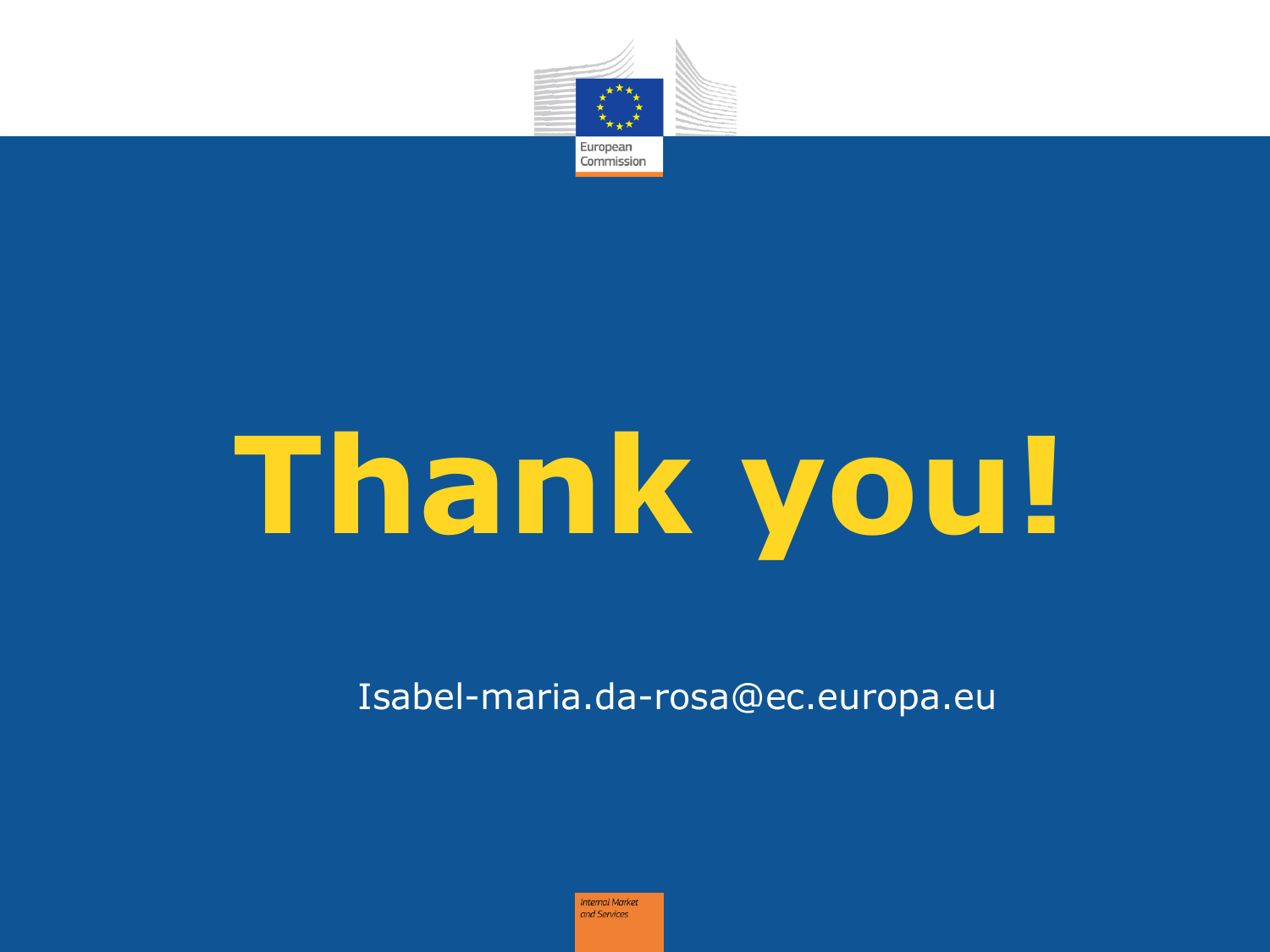# Thank you!

Isabel-maria.da-rosa@ec.europa.eu